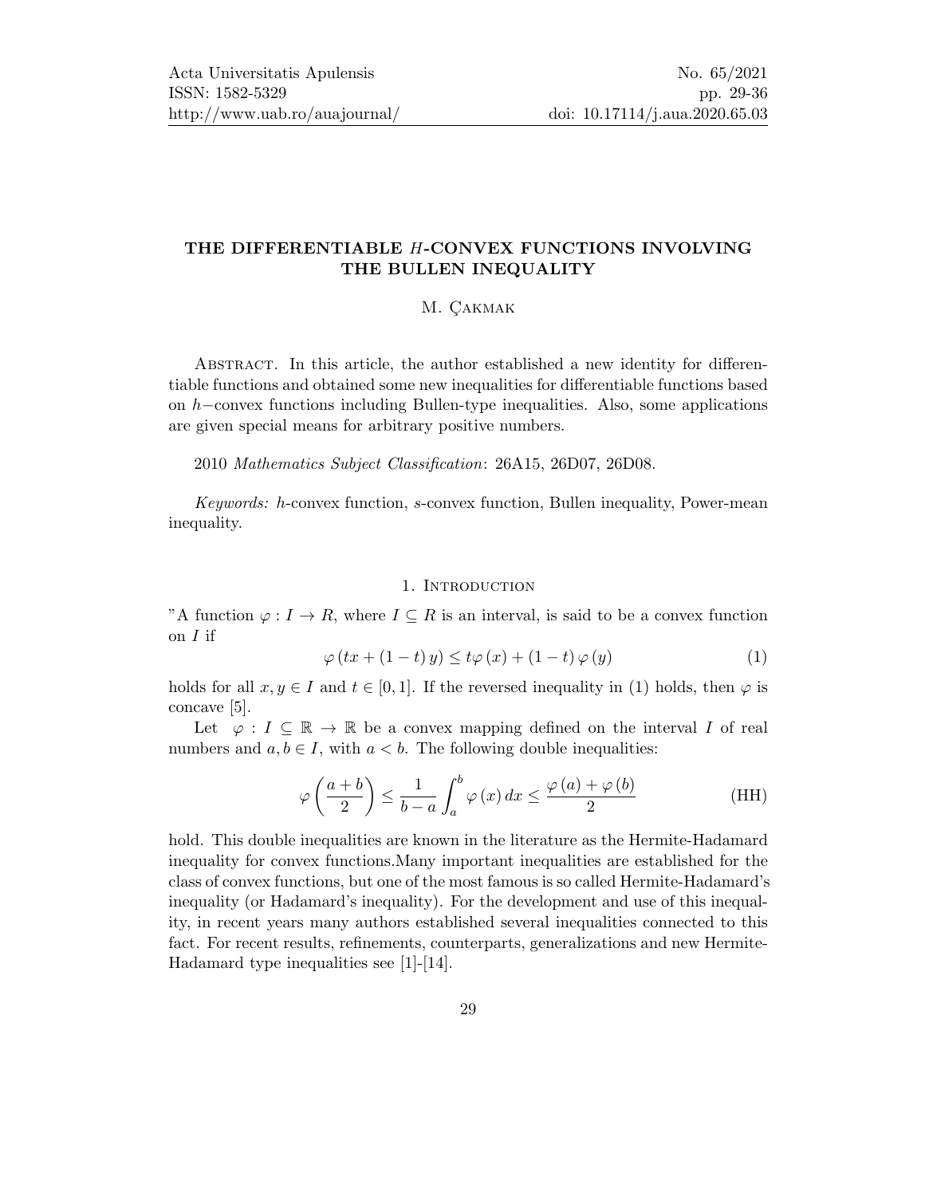# THE DIFFERENTIABLE $H$-CONVEX FUNCTIONS INVOLVING THE BULLEN INEQUALITY

M. Çakmak

Abstract. In this article, the author established a new identity for differentiable functions and obtained some new inequalities for differentiable functions based on $h-$convex functions including Bullen-type inequalities. Also, some applications are given special means for arbitrary positive numbers.

2010 *Mathematics Subject Classification*: 26A15, 26D07, 26D08.

*Keywords:* $h$-convex function, $s$-convex function, Bullen inequality, Power-mean inequality.

## 1. Introduction

"A function $\varphi : I \to R$, where $I \subseteq R$ is an interval, is said to be a convex function on $I$ if

$$\varphi\left(tx + (1-t)y\right) \leq t\varphi(x) + (1-t)\varphi(y) \tag{1}$$

holds for all $x, y \in I$ and $t \in [0,1]$. If the reversed inequality in (1) holds, then $\varphi$ is concave [5].

Let $\varphi : I \subseteq \mathbb{R} \to \mathbb{R}$ be a convex mapping defined on the interval $I$ of real numbers and $a, b \in I$, with $a < b$. The following double inequalities:

$$\varphi\left(\frac{a+b}{2}\right) \leq \frac{1}{b-a}\int_a^b \varphi(x)\,dx \leq \frac{\varphi(a)+\varphi(b)}{2} \tag{HH}$$

hold. This double inequalities are known in the literature as the Hermite-Hadamard inequality for convex functions.Many important inequalities are established for the class of convex functions, but one of the most famous is so called Hermite-Hadamard's inequality (or Hadamard's inequality). For the development and use of this inequality, in recent years many authors established several inequalities connected to this fact. For recent results, refinements, counterparts, generalizations and new Hermite-Hadamard type inequalities see [1]-[14].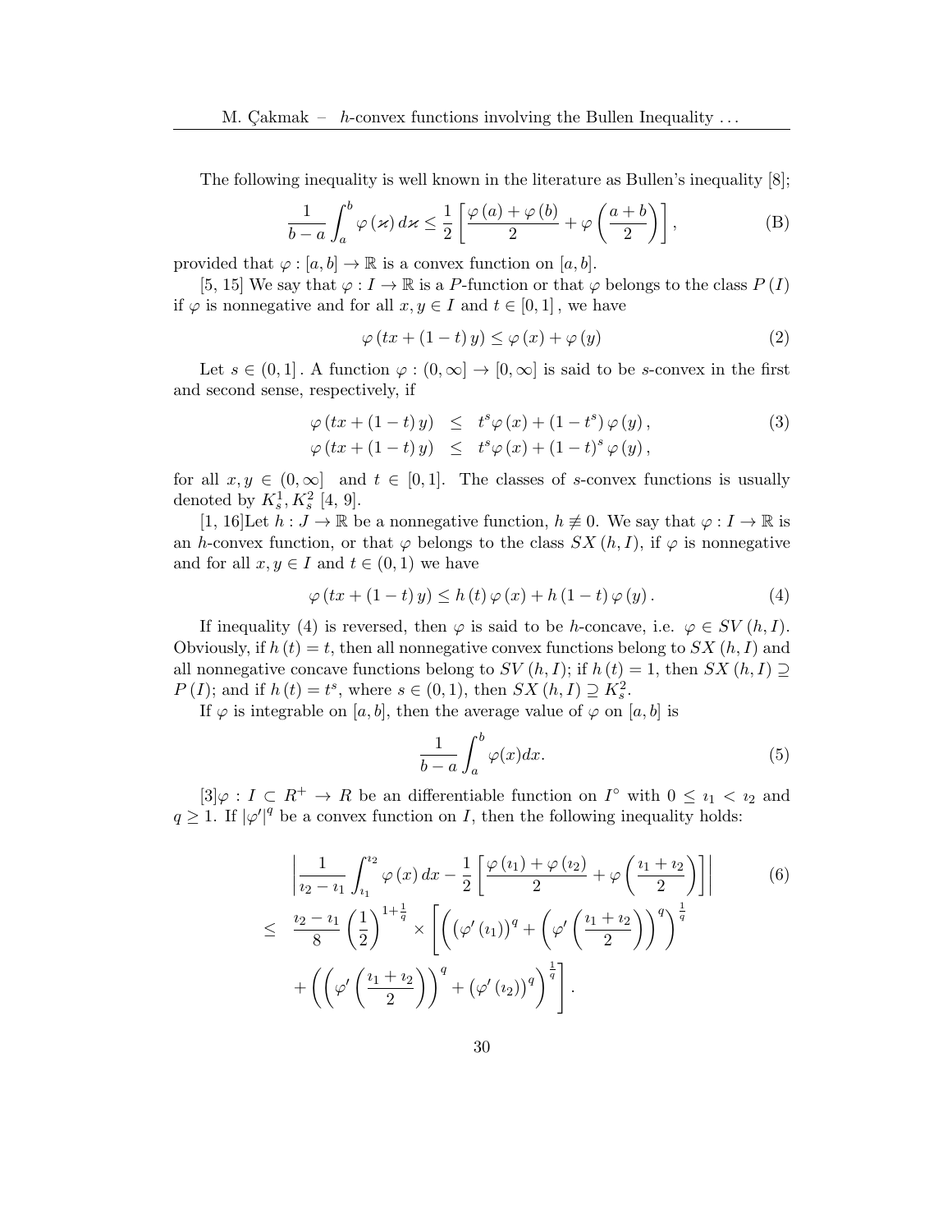The following inequality is well known in the literature as Bullen's inequality [8];

$$\frac{1}{b-a}\int_a^b \varphi(\varkappa)\,d\varkappa \leq \frac{1}{2}\left[\frac{\varphi(a)+\varphi(b)}{2}+\varphi\left(\frac{a+b}{2}\right)\right], \tag{B}$$

provided that $\varphi:[a,b]\to\mathbb{R}$ is a convex function on $[a,b]$.

[5, 15] We say that $\varphi: I\to\mathbb{R}$ is a $P$-function or that $\varphi$ belongs to the class $P(I)$ if $\varphi$ is nonnegative and for all $x,y\in I$ and $t\in[0,1]$, we have

$$\varphi(tx+(1-t)y)\leq\varphi(x)+\varphi(y) \tag{2}$$

Let $s\in(0,1]$. A function $\varphi:(0,\infty]\to[0,\infty]$ is said to be $s$-convex in the first and second sense, respectively, if

$$\begin{aligned}\varphi(tx+(1-t)y) &\leq t^s\varphi(x)+(1-t^s)\varphi(y),\\ \varphi(tx+(1-t)y) &\leq t^s\varphi(x)+(1-t)^s\varphi(y),\end{aligned} \tag{3}$$

for all $x,y\in(0,\infty]$ and $t\in[0,1]$. The classes of $s$-convex functions is usually denoted by $K_s^1, K_s^2$ [4, 9].

[1, 16]Let $h:J\to\mathbb{R}$ be a nonnegative function, $h\not\equiv 0$. We say that $\varphi: I\to\mathbb{R}$ is an $h$-convex function, or that $\varphi$ belongs to the class $SX(h,I)$, if $\varphi$ is nonnegative and for all $x,y\in I$ and $t\in(0,1)$ we have

$$\varphi(tx+(1-t)y)\leq h(t)\varphi(x)+h(1-t)\varphi(y). \tag{4}$$

If inequality (4) is reversed, then $\varphi$ is said to be $h$-concave, i.e. $\varphi\in SV(h,I)$. Obviously, if $h(t)=t$, then all nonnegative convex functions belong to $SX(h,I)$ and all nonnegative concave functions belong to $SV(h,I)$; if $h(t)=1$, then $SX(h,I)\supseteq P(I)$; and if $h(t)=t^s$, where $s\in(0,1)$, then $SX(h,I)\supseteq K_s^2$.

If $\varphi$ is integrable on $[a,b]$, then the average value of $\varphi$ on $[a,b]$ is

$$\frac{1}{b-a}\int_a^b\varphi(x)dx. \tag{5}$$

[3]$\varphi: I\subset R^+\to R$ be an differentiable function on $I^\circ$ with $0\leq \imath_1<\imath_2$ and $q\geq 1$. If $|\varphi'|^q$ be a convex function on $I$, then the following inequality holds:

$$\begin{aligned}&\left|\frac{1}{\imath_2-\imath_1}\int_{\imath_1}^{\imath_2}\varphi(x)\,dx-\frac{1}{2}\left[\frac{\varphi(\imath_1)+\varphi(\imath_2)}{2}+\varphi\left(\frac{\imath_1+\imath_2}{2}\right)\right]\right| \\ \leq\;& \frac{\imath_2-\imath_1}{8}\left(\frac{1}{2}\right)^{1+\frac{1}{q}}\times\left[\left(\left(\varphi'(\imath_1)\right)^q+\left(\varphi'\left(\frac{\imath_1+\imath_2}{2}\right)\right)^q\right)^{\frac{1}{q}}\right.\\ &\left.+\left(\left(\varphi'\left(\frac{\imath_1+\imath_2}{2}\right)\right)^q+\left(\varphi'(\imath_2)\right)^q\right)^{\frac{1}{q}}\right].\end{aligned} \tag{6}$$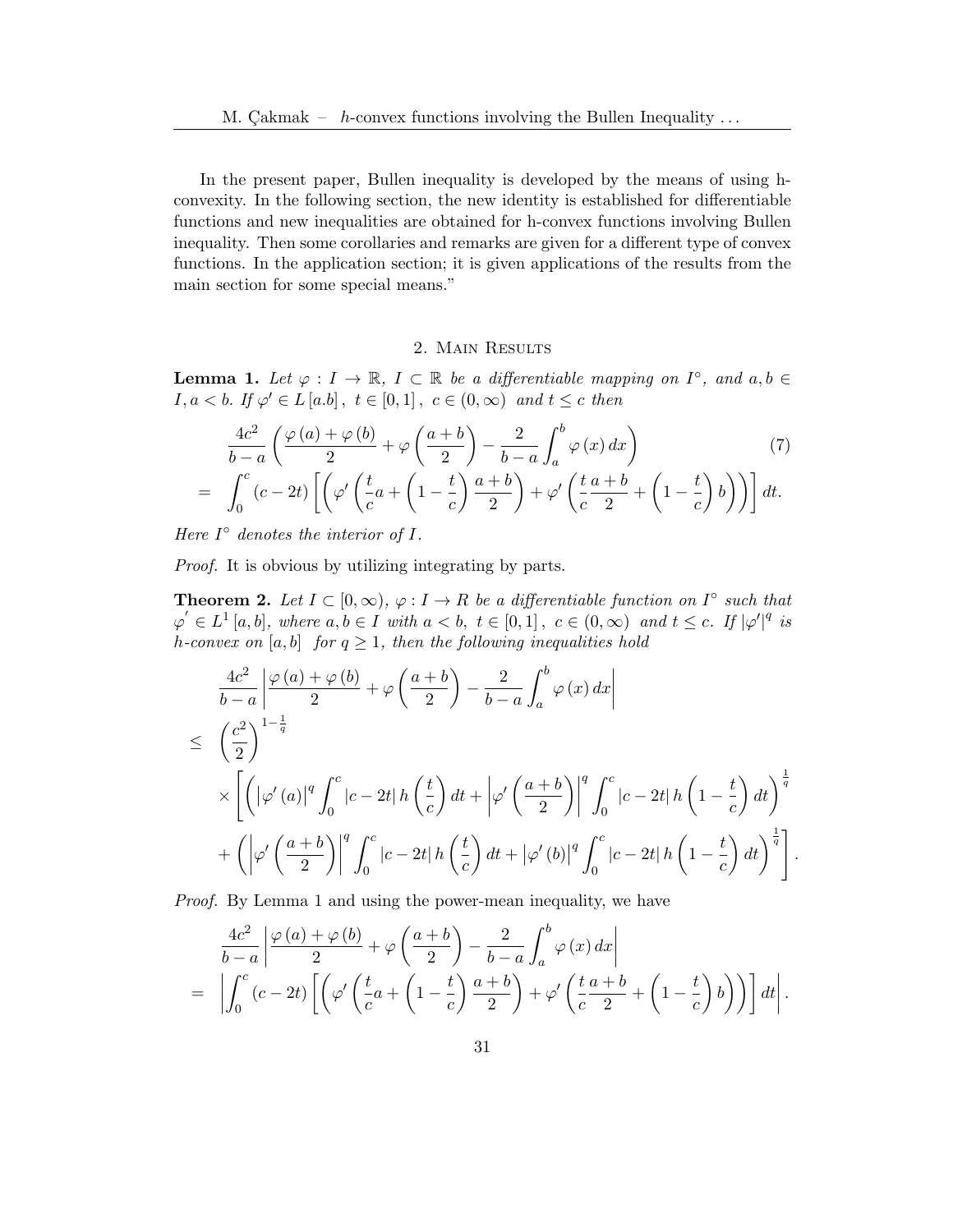In the present paper, Bullen inequality is developed by the means of using h-convexity. In the following section, the new identity is established for differentiable functions and new inequalities are obtained for h-convex functions involving Bullen inequality. Then some corollaries and remarks are given for a different type of convex functions. In the application section; it is given applications of the results from the main section for some special means."

## 2. Main Results

**Lemma 1.** *Let $\varphi : I \to \mathbb{R}$, $I \subset \mathbb{R}$ be a differentiable mapping on $I^{\circ}$, and $a, b \in I, a < b$. If $\varphi' \in L[a.b]$, $t \in [0,1]$, $c \in (0, \infty)$ and $t \leq c$ then*

$$
\begin{aligned}
& \frac{4c^2}{b-a}\left(\frac{\varphi(a)+\varphi(b)}{2}+\varphi\left(\frac{a+b}{2}\right)-\frac{2}{b-a}\int_a^b \varphi(x)\,dx\right) \qquad (7)\\
= & \int_0^c (c-2t)\left[\left(\varphi'\left(\frac{t}{c}a+\left(1-\frac{t}{c}\right)\frac{a+b}{2}\right)+\varphi'\left(\frac{t}{c}\frac{a+b}{2}+\left(1-\frac{t}{c}\right)b\right)\right)\right]dt.
\end{aligned}
$$

*Here $I^{\circ}$ denotes the interior of $I$.*

*Proof.* It is obvious by utilizing integrating by parts.

**Theorem 2.** *Let $I \subset [0, \infty)$, $\varphi : I \to R$ be a differentiable function on $I^{\circ}$ such that $\varphi' \in L^1[a, b]$, where $a, b \in I$ with $a < b$, $t \in [0,1]$, $c \in (0, \infty)$ and $t \leq c$. If $|\varphi'|^q$ is h-convex on $[a, b]$ for $q \geq 1$, then the following inequalities hold*

$$
\begin{aligned}
& \frac{4c^2}{b-a}\left|\frac{\varphi(a)+\varphi(b)}{2}+\varphi\left(\frac{a+b}{2}\right)-\frac{2}{b-a}\int_a^b \varphi(x)\,dx\right| \\
\leq & \left(\frac{c^2}{2}\right)^{1-\frac{1}{q}} \\
& \times\left[\left(\left|\varphi'(a)\right|^q\int_0^c |c-2t|\,h\left(\frac{t}{c}\right)dt+\left|\varphi'\left(\frac{a+b}{2}\right)\right|^q\int_0^c |c-2t|\,h\left(1-\frac{t}{c}\right)dt\right)^{\frac{1}{q}}\right. \\
& \left.+\left(\left|\varphi'\left(\frac{a+b}{2}\right)\right|^q\int_0^c |c-2t|\,h\left(\frac{t}{c}\right)dt+\left|\varphi'(b)\right|^q\int_0^c |c-2t|\,h\left(1-\frac{t}{c}\right)dt\right)^{\frac{1}{q}}\right].
\end{aligned}
$$

*Proof.* By Lemma 1 and using the power-mean inequality, we have

$$
\begin{aligned}
& \frac{4c^2}{b-a}\left|\frac{\varphi(a)+\varphi(b)}{2}+\varphi\left(\frac{a+b}{2}\right)-\frac{2}{b-a}\int_a^b \varphi(x)\,dx\right| \\
= & \left|\int_0^c (c-2t)\left[\left(\varphi'\left(\frac{t}{c}a+\left(1-\frac{t}{c}\right)\frac{a+b}{2}\right)+\varphi'\left(\frac{t}{c}\frac{a+b}{2}+\left(1-\frac{t}{c}\right)b\right)\right)\right]dt\right|.
\end{aligned}
$$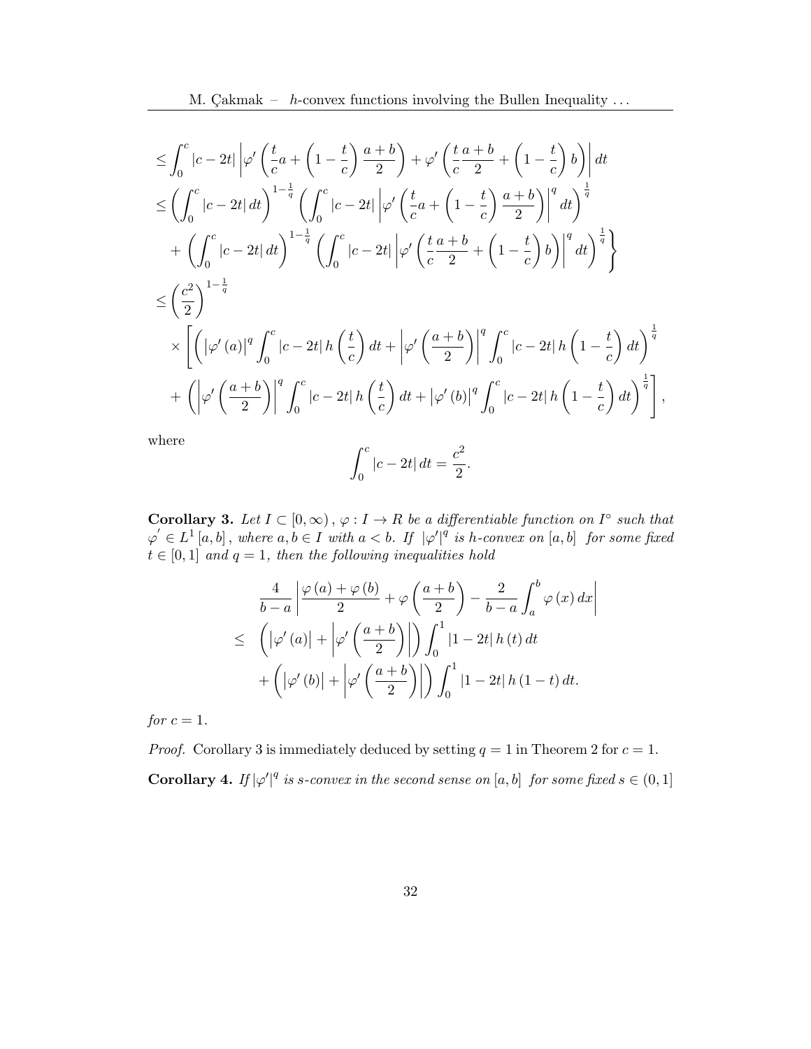$$
\leq \int_0^c |c-2t| \left| \varphi'\left(\frac{t}{c}a + \left(1-\frac{t}{c}\right)\frac{a+b}{2}\right) + \varphi'\left(\frac{t}{c}\frac{a+b}{2} + \left(1-\frac{t}{c}\right)b\right) \right| dt
$$

$$
\leq \left(\int_0^c |c-2t|\, dt\right)^{1-\frac{1}{q}} \left(\int_0^c |c-2t| \left| \varphi'\left(\frac{t}{c}a + \left(1-\frac{t}{c}\right)\frac{a+b}{2}\right)\right|^q dt\right)^{\frac{1}{q}}
$$

$$
\left. + \left(\int_0^c |c-2t|\, dt\right)^{1-\frac{1}{q}} \left(\int_0^c |c-2t| \left| \varphi'\left(\frac{t}{c}\frac{a+b}{2} + \left(1-\frac{t}{c}\right)b\right)\right|^q dt\right)^{\frac{1}{q}} \right\}
$$

$$
\leq \left(\frac{c^2}{2}\right)^{1-\frac{1}{q}}
$$

$$
\times \left[ \left( \left|\varphi'(a)\right|^q \int_0^c |c-2t|\, h\left(\frac{t}{c}\right) dt + \left|\varphi'\left(\frac{a+b}{2}\right)\right|^q \int_0^c |c-2t|\, h\left(1-\frac{t}{c}\right) dt \right)^{\frac{1}{q}} \right.
$$

$$
\left. + \left( \left|\varphi'\left(\frac{a+b}{2}\right)\right|^q \int_0^c |c-2t|\, h\left(\frac{t}{c}\right) dt + \left|\varphi'(b)\right|^q \int_0^c |c-2t|\, h\left(1-\frac{t}{c}\right) dt \right)^{\frac{1}{q}} \right],
$$

where

$$
\int_0^c |c-2t|\, dt = \frac{c^2}{2}.
$$

**Corollary 3.** *Let $I \subset [0,\infty)$, $\varphi : I \to R$ be a differentiable function on $I^\circ$ such that $\varphi' \in L^1[a,b]$, where $a,b \in I$ with $a < b$. If $|\varphi'|^q$ is $h$-convex on $[a,b]$ for some fixed $t \in [0,1]$ and $q = 1$, then the following inequalities hold*

$$
\begin{aligned}
& \frac{4}{b-a} \left| \frac{\varphi(a)+\varphi(b)}{2} + \varphi\left(\frac{a+b}{2}\right) - \frac{2}{b-a}\int_a^b \varphi(x)\, dx \right| \\
\leq \; & \left( \left|\varphi'(a)\right| + \left|\varphi'\left(\frac{a+b}{2}\right)\right| \right) \int_0^1 |1-2t|\, h(t)\, dt \\
& + \left( \left|\varphi'(b)\right| + \left|\varphi'\left(\frac{a+b}{2}\right)\right| \right) \int_0^1 |1-2t|\, h(1-t)\, dt.
\end{aligned}
$$

*for $c = 1$.*

*Proof.* Corollary 3 is immediately deduced by setting $q = 1$ in Theorem 2 for $c = 1$.

**Corollary 4.** *If $|\varphi'|^q$ is $s$-convex in the second sense on $[a,b]$ for some fixed $s \in (0,1]$*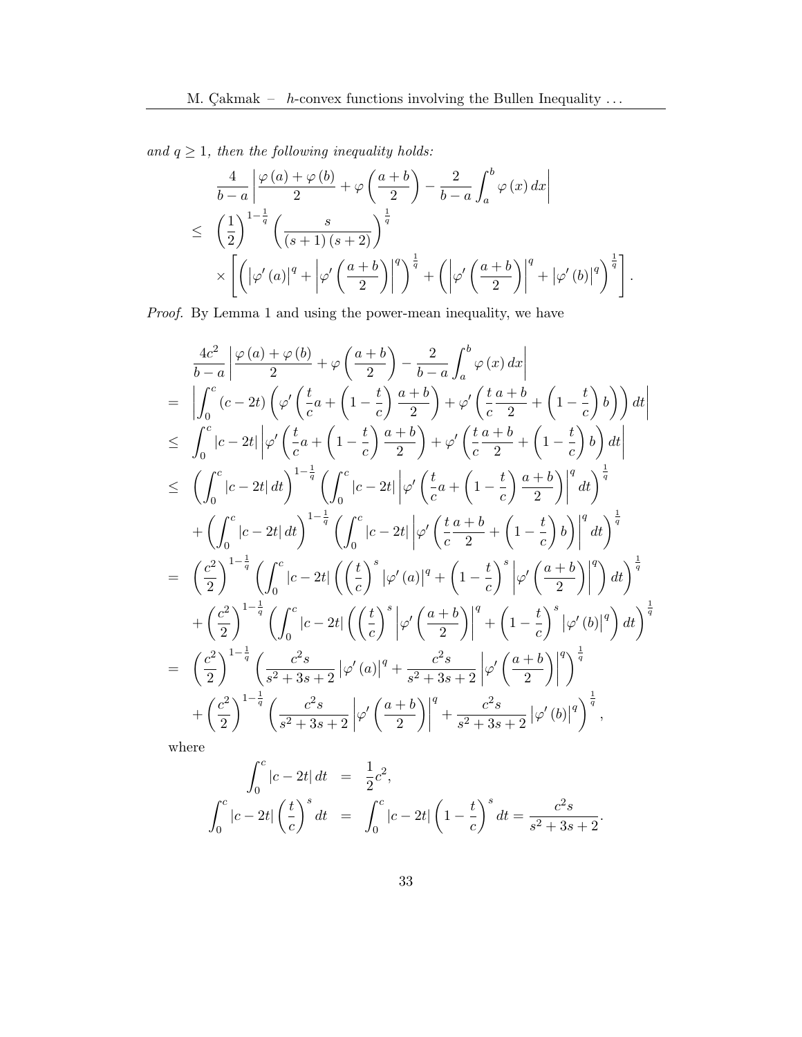*and $q \geq 1$, then the following inequality holds:*

$$
\begin{aligned}
& \frac{4}{b-a}\left|\frac{\varphi(a)+\varphi(b)}{2}+\varphi\left(\frac{a+b}{2}\right)-\frac{2}{b-a}\int_a^b \varphi(x)\,dx\right| \\
\leq\ & \left(\frac{1}{2}\right)^{1-\frac{1}{q}}\left(\frac{s}{(s+1)(s+2)}\right)^{\frac{1}{q}} \\
& \times\left[\left(\left|\varphi'(a)\right|^q+\left|\varphi'\left(\frac{a+b}{2}\right)\right|^q\right)^{\frac{1}{q}}+\left(\left|\varphi'\left(\frac{a+b}{2}\right)\right|^q+\left|\varphi'(b)\right|^q\right)^{\frac{1}{q}}\right].
\end{aligned}
$$

*Proof.* By Lemma 1 and using the power-mean inequality, we have

$$
\begin{aligned}
& \frac{4c^2}{b-a}\left|\frac{\varphi(a)+\varphi(b)}{2}+\varphi\left(\frac{a+b}{2}\right)-\frac{2}{b-a}\int_a^b \varphi(x)\,dx\right| \\
=\ & \left|\int_0^c (c-2t)\left(\varphi'\left(\frac{t}{c}a+\left(1-\frac{t}{c}\right)\frac{a+b}{2}\right)+\varphi'\left(\frac{t}{c}\frac{a+b}{2}+\left(1-\frac{t}{c}\right)b\right)\right)dt\right| \\
\leq\ & \int_0^c |c-2t|\left|\varphi'\left(\frac{t}{c}a+\left(1-\frac{t}{c}\right)\frac{a+b}{2}\right)+\varphi'\left(\frac{t}{c}\frac{a+b}{2}+\left(1-\frac{t}{c}\right)b\right)dt\right| \\
\leq\ & \left(\int_0^c |c-2t|\,dt\right)^{1-\frac{1}{q}}\left(\int_0^c |c-2t|\left|\varphi'\left(\frac{t}{c}a+\left(1-\frac{t}{c}\right)\frac{a+b}{2}\right)\right|^q dt\right)^{\frac{1}{q}} \\
& +\left(\int_0^c |c-2t|\,dt\right)^{1-\frac{1}{q}}\left(\int_0^c |c-2t|\left|\varphi'\left(\frac{t}{c}\frac{a+b}{2}+\left(1-\frac{t}{c}\right)b\right)\right|^q dt\right)^{\frac{1}{q}} \\
=\ & \left(\frac{c^2}{2}\right)^{1-\frac{1}{q}}\left(\int_0^c |c-2t|\left(\left(\frac{t}{c}\right)^s\left|\varphi'(a)\right|^q+\left(1-\frac{t}{c}\right)^s\left|\varphi'\left(\frac{a+b}{2}\right)\right|^q\right)dt\right)^{\frac{1}{q}} \\
& +\left(\frac{c^2}{2}\right)^{1-\frac{1}{q}}\left(\int_0^c |c-2t|\left(\left(\frac{t}{c}\right)^s\left|\varphi'\left(\frac{a+b}{2}\right)\right|^q+\left(1-\frac{t}{c}\right)^s\left|\varphi'(b)\right|^q\right)dt\right)^{\frac{1}{q}} \\
=\ & \left(\frac{c^2}{2}\right)^{1-\frac{1}{q}}\left(\frac{c^2 s}{s^2+3s+2}\left|\varphi'(a)\right|^q+\frac{c^2 s}{s^2+3s+2}\left|\varphi'\left(\frac{a+b}{2}\right)\right|^q\right)^{\frac{1}{q}} \\
& +\left(\frac{c^2}{2}\right)^{1-\frac{1}{q}}\left(\frac{c^2 s}{s^2+3s+2}\left|\varphi'\left(\frac{a+b}{2}\right)\right|^q+\frac{c^2 s}{s^2+3s+2}\left|\varphi'(b)\right|^q\right)^{\frac{1}{q}},
\end{aligned}
$$

where

$$
\begin{aligned}
\int_0^c |c-2t|\,dt &= \frac{1}{2}c^2, \\
\int_0^c |c-2t|\left(\frac{t}{c}\right)^s dt &= \int_0^c |c-2t|\left(1-\frac{t}{c}\right)^s dt = \frac{c^2 s}{s^2+3s+2}.
\end{aligned}
$$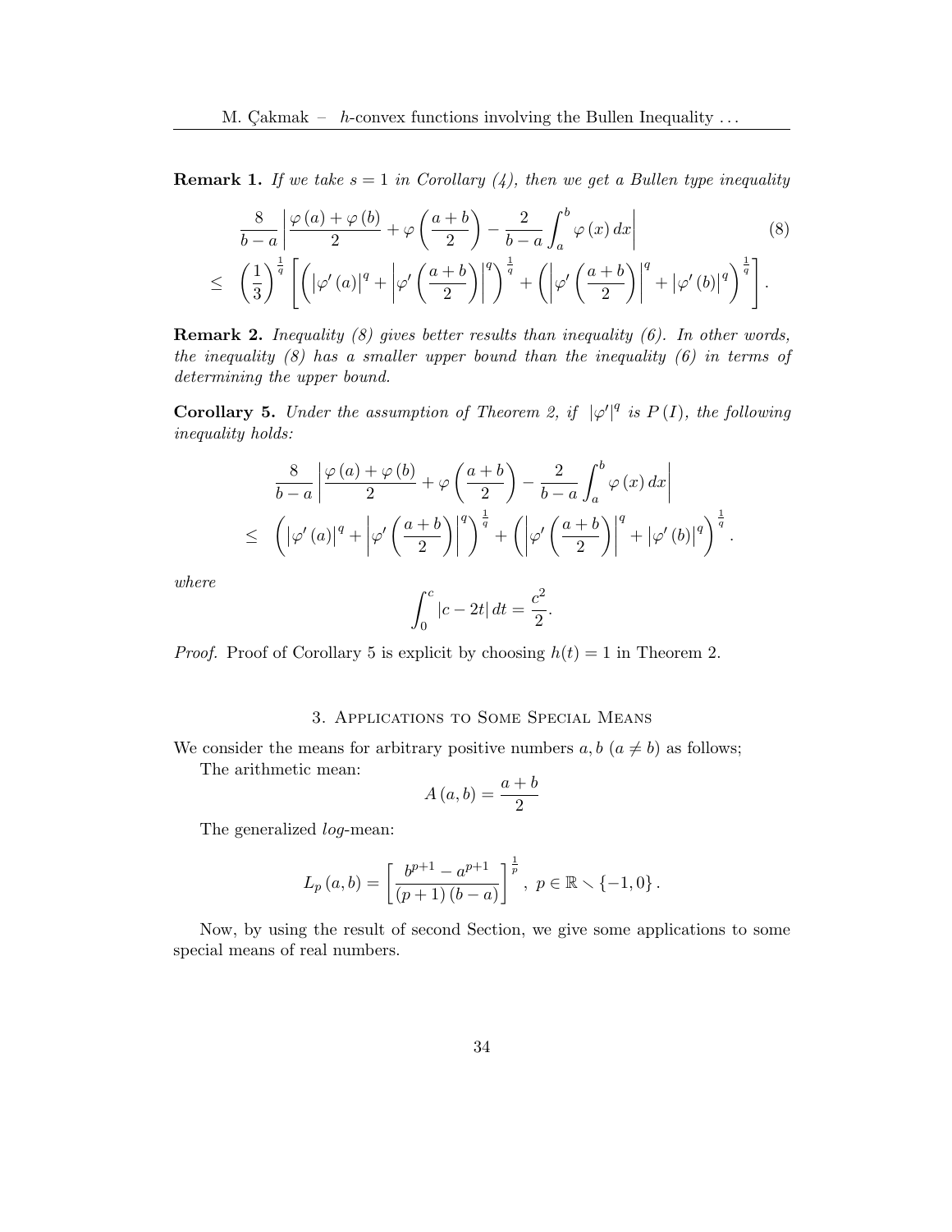**Remark 1.** *If we take $s = 1$ in Corollary (4), then we get a Bullen type inequality*

$$
\begin{aligned}
& \frac{8}{b-a}\left|\frac{\varphi(a)+\varphi(b)}{2}+\varphi\left(\frac{a+b}{2}\right)-\frac{2}{b-a}\int_a^b \varphi(x)\,dx\right| \qquad (8) \\
\leq\ & \left(\frac{1}{3}\right)^{\frac{1}{q}}\left[\left(\left|\varphi'(a)\right|^q+\left|\varphi'\left(\frac{a+b}{2}\right)\right|^q\right)^{\frac{1}{q}}+\left(\left|\varphi'\left(\frac{a+b}{2}\right)\right|^q+\left|\varphi'(b)\right|^q\right)^{\frac{1}{q}}\right].
\end{aligned}
$$

**Remark 2.** *Inequality (8) gives better results than inequality (6). In other words, the inequality (8) has a smaller upper bound than the inequality (6) in terms of determining the upper bound.*

**Corollary 5.** *Under the assumption of Theorem 2, if $|\varphi'|^q$ is $P(I)$, the following inequality holds:*

$$
\begin{aligned}
& \frac{8}{b-a}\left|\frac{\varphi(a)+\varphi(b)}{2}+\varphi\left(\frac{a+b}{2}\right)-\frac{2}{b-a}\int_a^b \varphi(x)\,dx\right| \\
\leq\ & \left(\left|\varphi'(a)\right|^q+\left|\varphi'\left(\frac{a+b}{2}\right)\right|^q\right)^{\frac{1}{q}}+\left(\left|\varphi'\left(\frac{a+b}{2}\right)\right|^q+\left|\varphi'(b)\right|^q\right)^{\frac{1}{q}}.
\end{aligned}
$$

*where*

$$
\int_0^c |c-2t|\,dt = \frac{c^2}{2}.
$$

*Proof.* Proof of Corollary 5 is explicit by choosing $h(t) = 1$ in Theorem 2.

## 3. Applications to Some Special Means

We consider the means for arbitrary positive numbers $a, b$ $(a \neq b)$ as follows;

The arithmetic mean:

$$
A(a,b) = \frac{a+b}{2}
$$

The generalized *log*-mean:

$$
L_p(a,b) = \left[\frac{b^{p+1}-a^{p+1}}{(p+1)(b-a)}\right]^{\frac{1}{p}},\ p \in \mathbb{R} \setminus \{-1, 0\}.
$$

Now, by using the result of second Section, we give some applications to some special means of real numbers.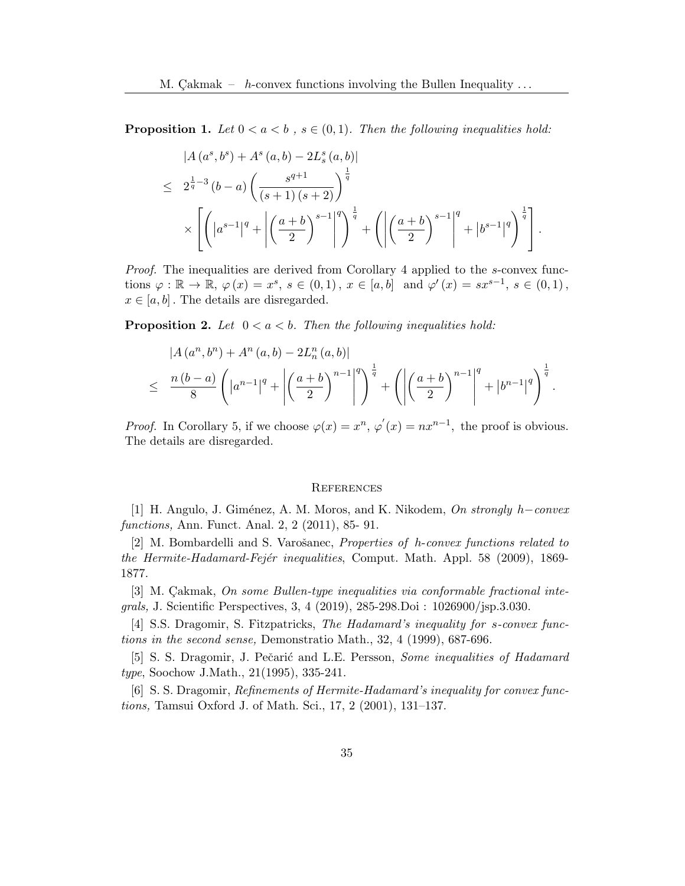**Proposition 1.** *Let $0 < a < b$ , $s \in (0,1)$. Then the following inequalities hold:*

$$
\begin{aligned}
& \left|A\left(a^{s}, b^{s}\right)+A^{s}(a, b)-2 L_{s}^{s}(a, b)\right| \\
\leq\ & 2^{\frac{1}{q}-3}(b-a)\left(\frac{s^{q+1}}{(s+1)(s+2)}\right)^{\frac{1}{q}} \\
& \times\left[\left(\left|a^{s-1}\right|^{q}+\left|\left(\frac{a+b}{2}\right)^{s-1}\right|^{q}\right)^{\frac{1}{q}}+\left(\left|\left(\frac{a+b}{2}\right)^{s-1}\right|^{q}+\left|b^{s-1}\right|^{q}\right)^{\frac{1}{q}}\right].
\end{aligned}
$$

*Proof.* The inequalities are derived from Corollary 4 applied to the $s$-convex functions $\varphi : \mathbb{R} \to \mathbb{R}$, $\varphi(x) = x^s$, $s \in (0,1)$, $x \in [a,b]$ and $\varphi'(x) = sx^{s-1}$, $s \in (0,1)$, $x \in [a,b]$. The details are disregarded.

**Proposition 2.** *Let $0 < a < b$. Then the following inequalities hold:*

$$
\begin{aligned}
& \left|A\left(a^{n}, b^{n}\right)+A^{n}(a, b)-2 L_{n}^{n}(a, b)\right| \\
\leq\ & \frac{n(b-a)}{8}\left(\left|a^{n-1}\right|^{q}+\left|\left(\frac{a+b}{2}\right)^{n-1}\right|^{q}\right)^{\frac{1}{q}}+\left(\left|\left(\frac{a+b}{2}\right)^{n-1}\right|^{q}+\left|b^{n-1}\right|^{q}\right)^{\frac{1}{q}}.
\end{aligned}
$$

*Proof.* In Corollary 5, if we choose $\varphi(x) = x^n$, $\varphi'(x) = nx^{n-1}$, the proof is obvious. The details are disregarded.

## References

[1] H. Angulo, J. Giménez, A. M. Moros, and K. Nikodem, *On strongly $h-$convex functions,* Ann. Funct. Anal. 2, 2 (2011), 85- 91.

[2] M. Bombardelli and S. Varošanec, *Properties of h-convex functions related to the Hermite-Hadamard-Fejér inequalities*, Comput. Math. Appl. 58 (2009), 1869-1877.

[3] M. Çakmak, *On some Bullen-type inequalities via conformable fractional integrals,* J. Scientific Perspectives, 3, 4 (2019), 285-298.Doi : 1026900/jsp.3.030.

[4] S.S. Dragomir, S. Fitzpatricks, *The Hadamard's inequality for s-convex functions in the second sense,* Demonstratio Math., 32, 4 (1999), 687-696.

[5] S. S. Dragomir, J. Pečarić and L.E. Persson, *Some inequalities of Hadamard type*, Soochow J.Math., 21(1995), 335-241.

[6] S. S. Dragomir, *Refinements of Hermite-Hadamard's inequality for convex functions,* Tamsui Oxford J. of Math. Sci., 17, 2 (2001), 131–137.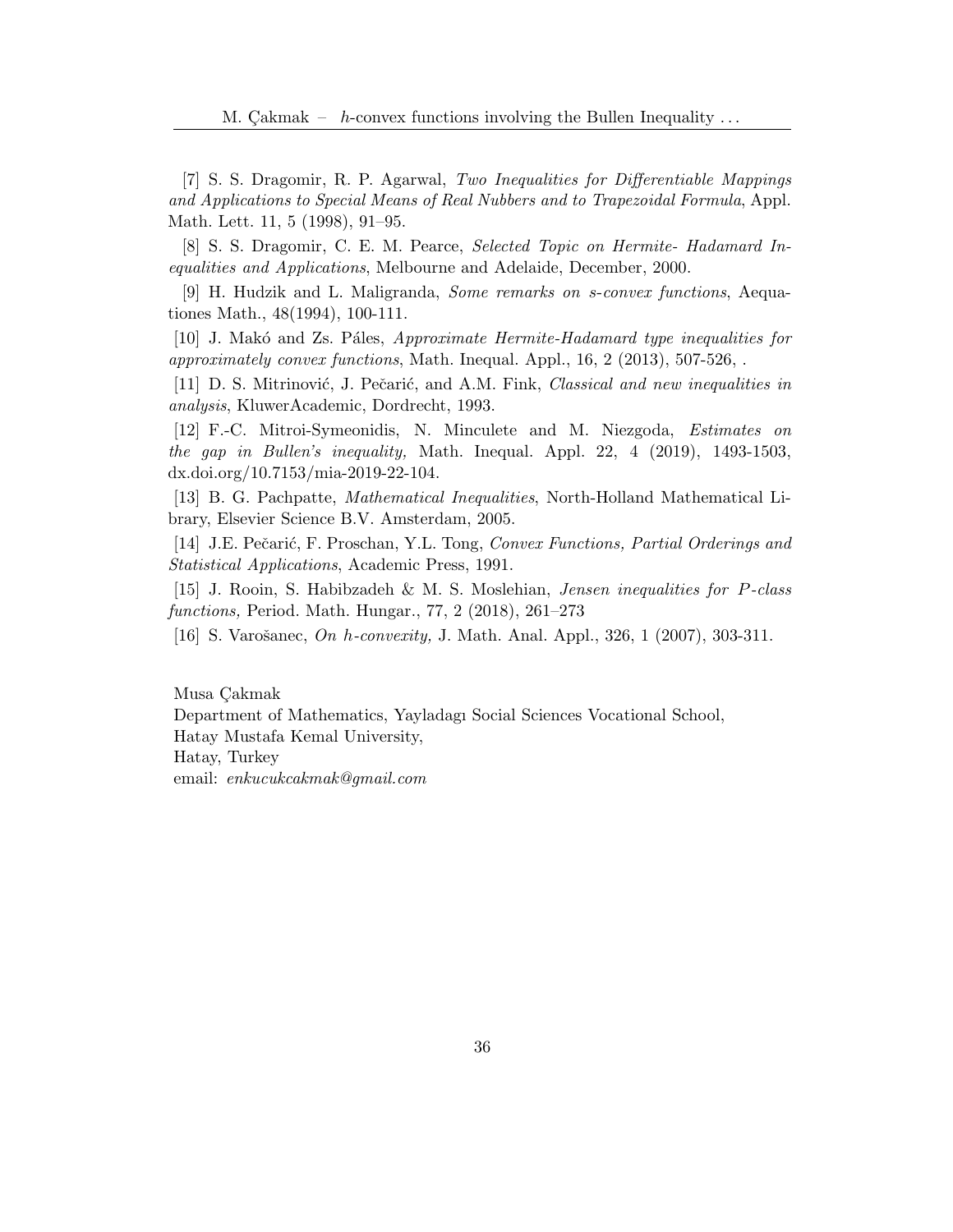[7] S. S. Dragomir, R. P. Agarwal, *Two Inequalities for Differentiable Mappings and Applications to Special Means of Real Nubbers and to Trapezoidal Formula*, Appl. Math. Lett. 11, 5 (1998), 91–95.

[8] S. S. Dragomir, C. E. M. Pearce, *Selected Topic on Hermite- Hadamard Inequalities and Applications*, Melbourne and Adelaide, December, 2000.

[9] H. Hudzik and L. Maligranda, *Some remarks on s-convex functions*, Aequationes Math., 48(1994), 100-111.

[10] J. Makó and Zs. Páles, *Approximate Hermite-Hadamard type inequalities for approximately convex functions*, Math. Inequal. Appl., 16, 2 (2013), 507-526, .

[11] D. S. Mitrinović, J. Pečarić, and A.M. Fink, *Classical and new inequalities in analysis*, KluwerAcademic, Dordrecht, 1993.

[12] F.-C. Mitroi-Symeonidis, N. Minculete and M. Niezgoda, *Estimates on the gap in Bullen's inequality,* Math. Inequal. Appl. 22, 4 (2019), 1493-1503, dx.doi.org/10.7153/mia-2019-22-104.

[13] B. G. Pachpatte, *Mathematical Inequalities*, North-Holland Mathematical Library, Elsevier Science B.V. Amsterdam, 2005.

[14] J.E. Pečarić, F. Proschan, Y.L. Tong, *Convex Functions, Partial Orderings and Statistical Applications*, Academic Press, 1991.

[15] J. Rooin, S. Habibzadeh & M. S. Moslehian, *Jensen inequalities for $P$-class functions,* Period. Math. Hungar., 77, 2 (2018), 261–273

[16] S. Varošanec, *On $h$-convexity,* J. Math. Anal. Appl., 326, 1 (2007), 303-311.

Musa Çakmak
Department of Mathematics, Yayladagı Social Sciences Vocational School,
Hatay Mustafa Kemal University,
Hatay, Turkey
email: *enkucukcakmak@gmail.com*